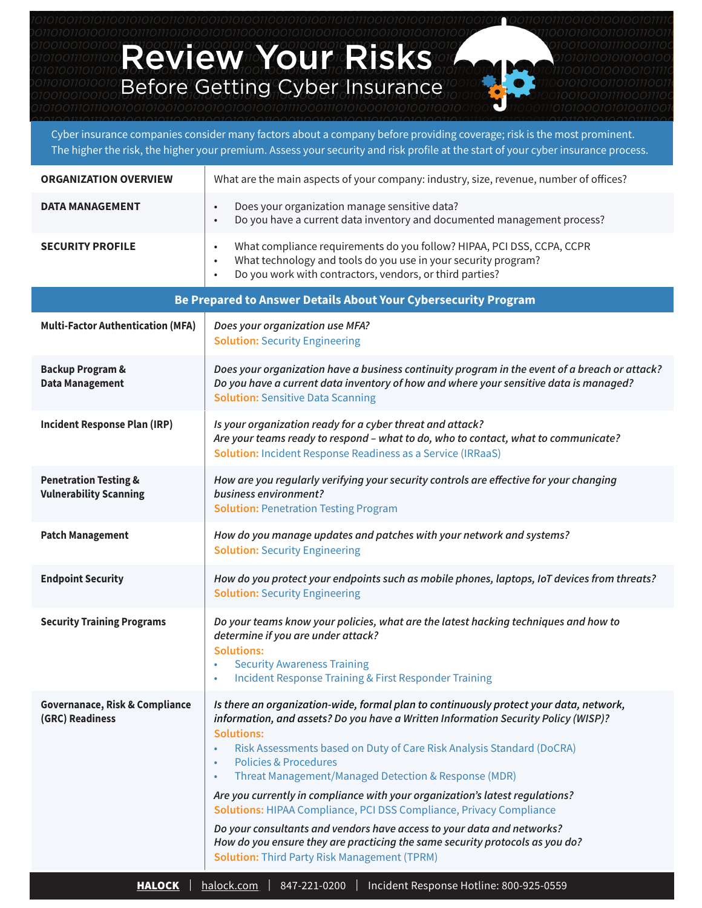# Review Your Risks

## Before Getting Cyber Insurance

Cyber insurance companies consider many factors about a company before providing coverage; risk is the most prominent. The higher the risk, the higher your premium. Assess your security and risk profile at the start of your cyber insurance process.

| | |
|---|---|
| **ORGANIZATION OVERVIEW** | What are the main aspects of your company: industry, size, revenue, number of offices? |
| **DATA MANAGEMENT** | • Does your organization manage sensitive data?<br>• Do you have a current data inventory and documented management process? |
| **SECURITY PROFILE** | • What compliance requirements do you follow? HIPAA, PCI DSS, CCPA, CCPR<br>• What technology and tools do you use in your security program?<br>• Do you work with contractors, vendors, or third parties? |

## Be Prepared to Answer Details About Your Cybersecurity Program

| | |
|---|---|
| **Multi-Factor Authentication (MFA)** | *Does your organization use MFA?*<br>**Solution:** Security Engineering |
| **Backup Program & Data Management** | *Does your organization have a business continuity program in the event of a breach or attack? Do you have a current data inventory of how and where your sensitive data is managed?*<br>**Solution:** Sensitive Data Scanning |
| **Incident Response Plan (IRP)** | *Is your organization ready for a cyber threat and attack? Are your teams ready to respond – what to do, who to contact, what to communicate?*<br>**Solution:** Incident Response Readiness as a Service (IRRaaS) |
| **Penetration Testing & Vulnerability Scanning** | *How are you regularly verifying your security controls are effective for your changing business environment?*<br>**Solution:** Penetration Testing Program |
| **Patch Management** | *How do you manage updates and patches with your network and systems?*<br>**Solution:** Security Engineering |
| **Endpoint Security** | *How do you protect your endpoints such as mobile phones, laptops, IoT devices from threats?*<br>**Solution:** Security Engineering |
| **Security Training Programs** | *Do your teams know your policies, what are the latest hacking techniques and how to determine if you are under attack?*<br>**Solutions:**<br>• Security Awareness Training<br>• Incident Response Training & First Responder Training |
| **Governanace, Risk & Compliance (GRC) Readiness** | *Is there an organization-wide, formal plan to continuously protect your data, network, information, and assets? Do you have a Written Information Security Policy (WISP)?*<br>**Solutions:**<br>• Risk Assessments based on Duty of Care Risk Analysis Standard (DoCRA)<br>• Policies & Procedures<br>• Threat Management/Managed Detection & Response (MDR)<br><br>*Are you currently in compliance with your organization's latest regulations?*<br>**Solutions:** HIPAA Compliance, PCI DSS Compliance, Privacy Compliance<br><br>*Do your consultants and vendors have access to your data and networks? How do you ensure they are practicing the same security protocols as you do?*<br>**Solution:** Third Party Risk Management (TPRM) |

**HALOCK** | halock.com | 847-221-0200 | Incident Response Hotline: 800-925-0559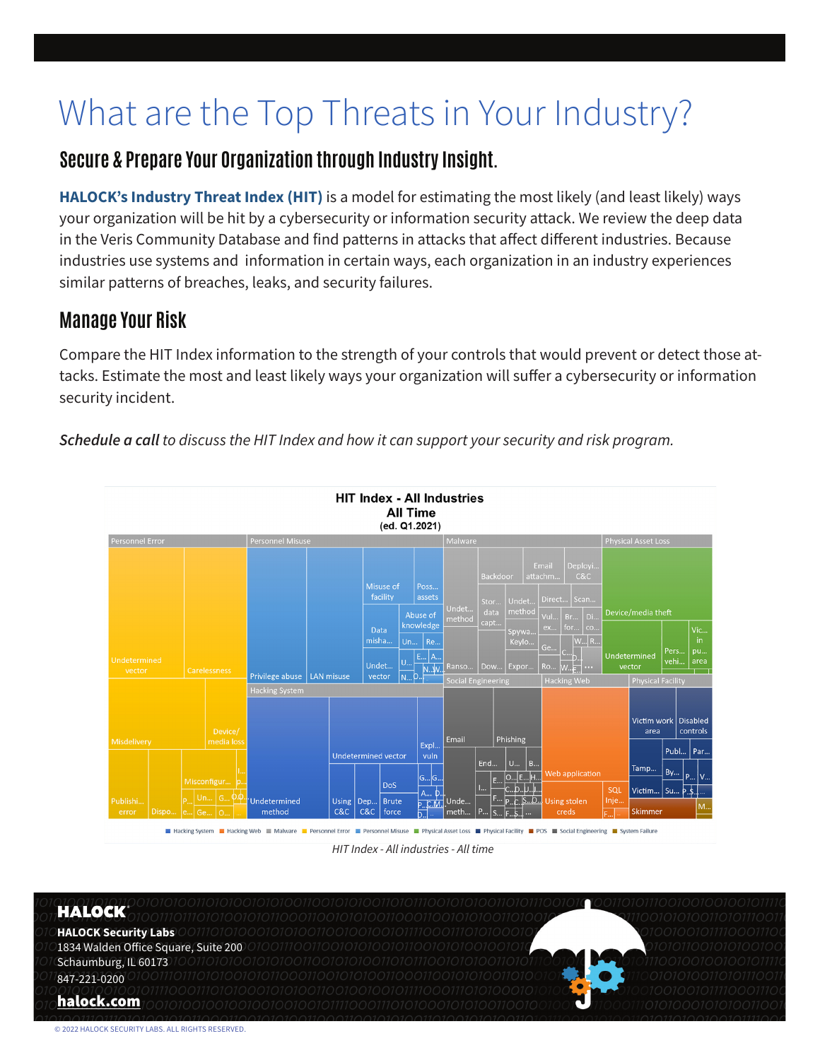# What are the Top Threats in Your Industry?

## Secure & Prepare Your Organization through Industry Insight.

**HALOCK's Industry Threat Index (HIT)** is a model for estimating the most likely (and least likely) ways your organization will be hit by a cybersecurity or information security attack. We review the deep data in the Veris Community Database and find patterns in attacks that affect different industries. Because industries use systems and information in certain ways, each organization in an industry experiences similar patterns of breaches, leaks, and security failures.

## Manage Your Risk

Compare the HIT Index information to the strength of your controls that would prevent or detect those attacks. Estimate the most and least likely ways your organization will suffer a cybersecurity or information security incident.

***Schedule a call*** *to discuss the HIT Index and how it can support your security and risk program.*

HIT Index - All Industries
All Time
(ed. Q1.2021)

Personnel Error
Undetermined vector
Carelessness
Misdelivery
Device/media loss
Publishi... error
Dispo...
Misconfigur...
Personnel Misuse
Privilege abuse
LAN misuse
Misuse of facility
Poss... assets
Abuse of knowledge
Data misha...
Undet... vector
Malware
Backdoor
Email attachm...
Deployi... C&C
Undet... method
Stor... data capt...
Undet... method
Direct...
Scan...
Spywa... Keylo...
Ranso...
Dow...
Expor...
Physical Asset Loss
Device/media theft
Undetermined vector
Pers... vehi...
Vic... in pu... area
Hacking System
Undetermined method
Undetermined vector
Expl... vuln
Using C&C
Dep... C&C
DoS
Brute force
Social Engineering
Email
Phishing
Unde... meth...
Hacking Web
Web application
Using stolen creds
SQL Inje...
Physical Facility
Victim work area
Disabled controls
Tamp...
Victim...
Skimmer

Hacking System, Hacking Web, Malware, Personnel Error, Personnel Misuse, Physical Asset Loss, Physical Facility, POS, Social Engineering, System Failure

*HIT Index - All industries - All time*

**HALOCK**
**HALOCK Security Labs**
1834 Walden Office Square, Suite 200
Schaumburg, IL 60173
847-221-0200
**halock.com**

© 2022 HALOCK SECURITY LABS. ALL RIGHTS RESERVED.